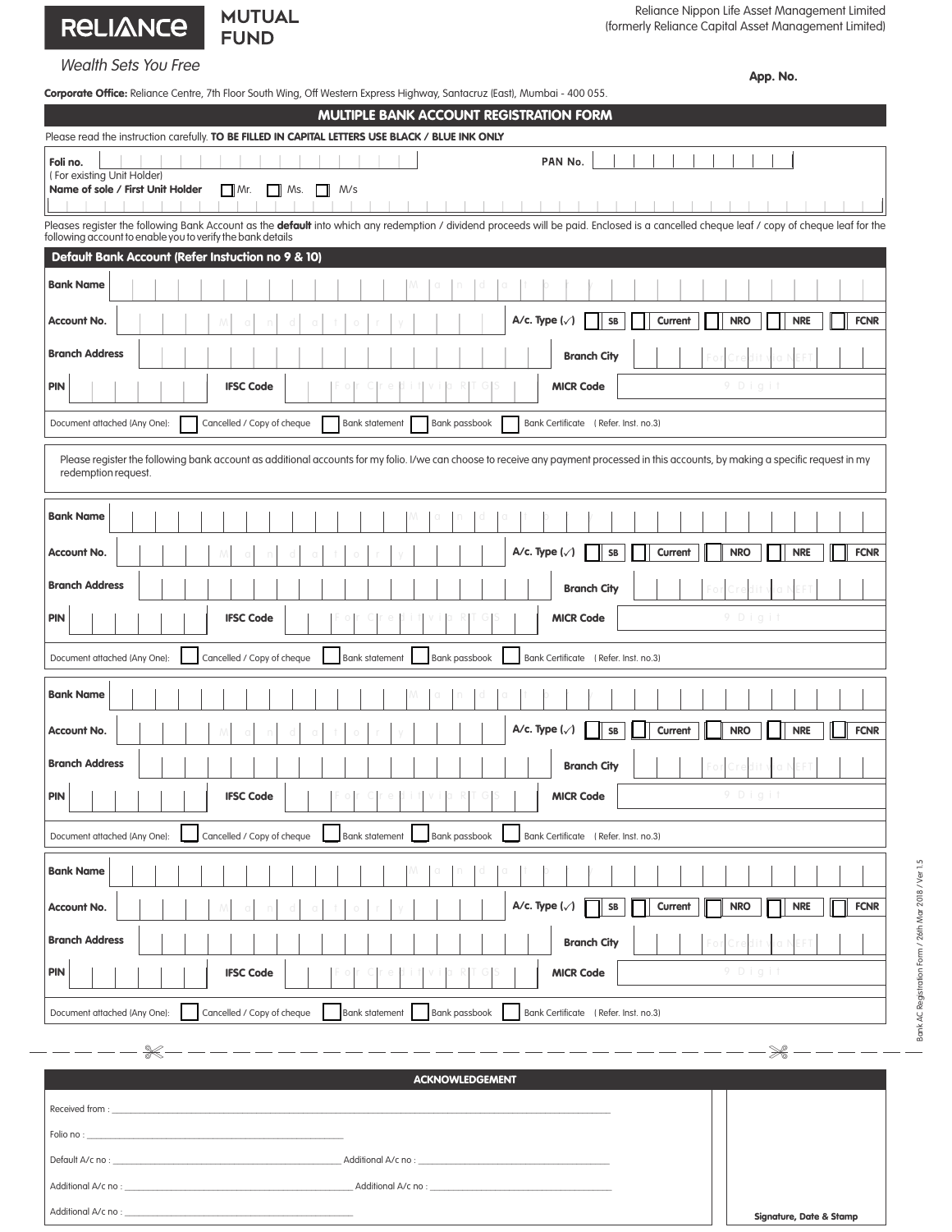**RELIANCE MUTUAL FUND**

*Wealth Sets You Free*

Reliance Nippon Life Asset Management Limited
(formerly Reliance Capital Asset Management Limited)

**App. No.**

**Corporate Office:** Reliance Centre, 7th Floor South Wing, Off Western Express Highway, Santacruz (East), Mumbai - 400 055.

# MULTIPLE BANK ACCOUNT REGISTRATION FORM

Please read the instruction carefully. **TO BE FILLED IN CAPITAL LETTERS USE BLACK / BLUE INK ONLY**

**Foli no.** ____________ **PAN No.** ____________
( For existing Unit Holder)

**Name of sole / First Unit Holder** ☐ Mr. ☐ Ms. ☐ M/s
____________

Pleases register the following Bank Account as the **default** into which any redemption / dividend proceeds will be paid. Enclosed is a cancelled cheque leaf / copy of cheque leaf for the following account to enable you to verify the bank details

## Default Bank Account (Refer Instuction no 9 & 10)

**Bank Name** ____________ (Mandatory)

**Account No.** ____________ (Mandatory) **A/c. Type (✓)** ☐ SB ☐ Current ☐ NRO ☐ NRE ☐ FCNR

**Branch Address** ____________ **Branch City** ____________ (For Credit via NEFT)

**PIN** ____________ **IFSC Code** ____________ (For Credit via RTGS) **MICR Code** ____________ (9 Digit)

Document attached (Any One): ☐ Cancelled / Copy of cheque ☐ Bank statement ☐ Bank passbook ☐ Bank Certificate ( Refer. Inst. no.3)

Please register the following bank account as additional accounts for my folio. I/we can choose to receive any payment processed in this accounts, by making a specific request in my redemption request.

**Bank Name** ____________ (Mandatory)

**Account No.** ____________ (Mandatory) **A/c. Type (✓)** ☐ SB ☐ Current ☐ NRO ☐ NRE ☐ FCNR

**Branch Address** ____________ **Branch City** ____________ (For Credit via NEFT)

**PIN** ____________ **IFSC Code** ____________ (For Credit via RTGS) **MICR Code** ____________ (9 Digit)

Document attached (Any One): ☐ Cancelled / Copy of cheque ☐ Bank statement ☐ Bank passbook ☐ Bank Certificate ( Refer. Inst. no.3)

**Bank Name** ____________ (Mandatory)

**Account No.** ____________ (Mandatory) **A/c. Type (✓)** ☐ SB ☐ Current ☐ NRO ☐ NRE ☐ FCNR

**Branch Address** ____________ **Branch City** ____________ (For Credit via NEFT)

**PIN** ____________ **IFSC Code** ____________ (For Credit via RTGS) **MICR Code** ____________ (9 Digit)

Document attached (Any One): ☐ Cancelled / Copy of cheque ☐ Bank statement ☐ Bank passbook ☐ Bank Certificate ( Refer. Inst. no.3)

**Bank Name** ____________ (Mandatory)

**Account No.** ____________ (Mandatory) **A/c. Type (✓)** ☐ SB ☐ Current ☐ NRO ☐ NRE ☐ FCNR

**Branch Address** ____________ **Branch City** ____________ (For Credit via NEFT)

**PIN** ____________ **IFSC Code** ____________ (For Credit via RTGS) **MICR Code** ____________ (9 Digit)

Document attached (Any One): ☐ Cancelled / Copy of cheque ☐ Bank statement ☐ Bank passbook ☐ Bank Certificate ( Refer. Inst. no.3)

---

## ACKNOWLEDGEMENT

Received from : ____________

Folio no : ____________

Default A/c no : ____________ Additional A/c no : ____________

Additional A/c no : ____________ Additional A/c no : ____________

Additional A/c no : ____________

**Signature, Date & Stamp**

Bank AC Registration Form / 26th Mar 2018 / Ver 1.5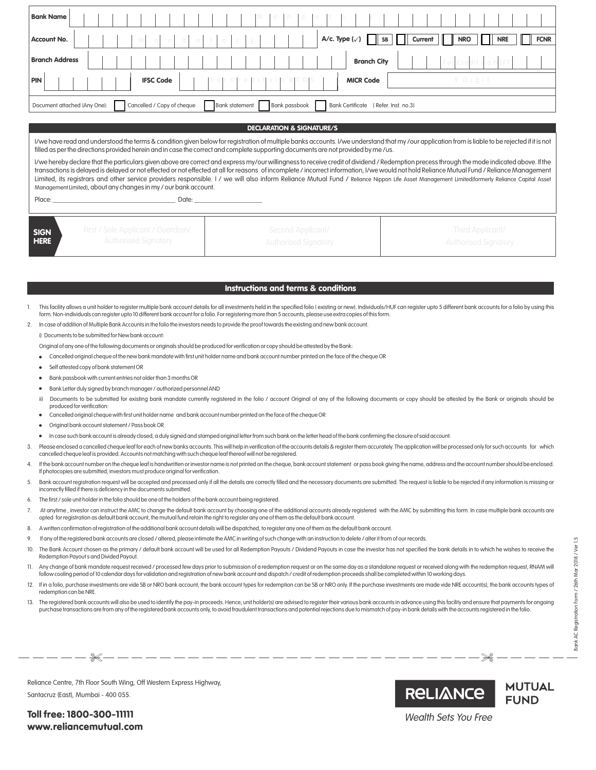| | | | | | | | | | |
|---|---|---|---|---|---|---|---|---|---|
| **Bank Name** | Mandatory | | | | | | | | |
| **Account No.** | Mandatory | | **A/c. Type (✓)** | SB | Current | NRO | NRE | FCNR | |
| **Branch Address** | | | **Branch City** | For Credit via NEFT | | | | | |
| **PIN** | | **IFSC Code** | For Credit via RTGS | **MICR Code** | 9 Digit | | | | |

Document attached (Any One): ☐ Cancelled / Copy of cheque ☐ Bank statement ☐ Bank passbook ☐ Bank Certificate (Refer. Inst. no.3)

## DECLARATION & SIGNATURE/S

I/we have read and understood the terms & condition given below for registration of multiple banks accounts. I/we understand that my /our application from is liable to be rejected if it is not filled as per the directions provided herein and in case the correct and complete supporting documents are not provided by me /us.

I/we hereby declare that the particulars given above are correct and express my/our willingness to receive credit of dividend / Redemption precess through the mode indicated above. If the transactions is delayed is delayed or not effected or not effected at all for reasons of incomplete / incorrect information, I/we would not hold Reliance Mutual Fund / Reliance Management Limited, its registrars and other service providers responsible. I / we will also inform Reliance Mutual Fund / Reliance Nippon Life Asset Management Limited(formerly Reliance Capital Asset Management Limited), about any changes in my / our bank account.

Place: ______________________ Date: ______________

| SIGN HERE | First / Sole Applicant / Guardian/ Authorised Signatory | Second Applicant/ Authorised Signatory | Third Applicant/ Authorised Signatory |
|---|---|---|---|

## Instructions and terms & conditions

1. This facility allows a unit holder to register multiple bank account details for all investments held in the specified folio ( existing or new). Individuals/HUF can register upto 5 different bank accounts for a folio by using this form. Non-individuals can register upto 10 different bank account for a folio. For registering more than 5 accounts, please use extra copies of this form.
2. In case of addition of Multiple Bank Accounts in the folio the investors needs to provide the proof towards the existing and new bank account.

   i) Documents to be submitted for New bank account:

   Original of any one of the following documents or originals should be produced for verification or copy should be attested by the Bank:

   - Cancelled original cheque of the new bank mandate with first unit holder name and bank account number printed on the face of the cheque OR
   - Self attested copy of bank statement OR
   - Bank passbook with current entries not older than 3 months OR
   - Bank Letter duly signed by branch manager / authorized personnel AND

   ii) Documents to be submitted for existing bank mandate currently registered in the folio / account Original of any of the following documents or copy should be attested by the Bank or originals should be produced for verification:

   - Cancelled original cheque with first unit holder name and bank account number printed on the face of the cheque OR
   - Original bank account statement / Pass book OR
   - In case such bank account is already closed, a duly signed and stamped original letter from such bank on the letter head of the bank confirming the closure of said account.
3. Please enclosed a cancelled cheque leaf for each of new banks accounts. This will help in verification of the accounts details & register them accurately. The application will be processed only for such accounts for which cancelled cheque leaf is provided. Accounts not matching with such cheque leaf thereof will not be registered.
4. If the bank account number on the cheque leaf is handwritten or investor name is not printed on the cheque, bank account statement or pass book giving the name, address and the account number should be enclosed. If photocopies are submitted, investors must produce original for verification.
5. Bank account registration request will be accepted and precessed only if all the details are correctly filled and the necessary documents are submitted. The request is liable to be rejected if any information is missing or incorrectly filled if there is deficiency in the documents submitted.
6. The first / sole unit holder in the folio should be one of the holders of the bank account being registered.
7. At anytime , investor can instruct the AMC to change the default bank account by choosing one of the additional accounts already registered with the AMC by submitting this form. In case multiple bank accounts are opted for registration as default bank account, the mutual fund retain the right to register any one of them as the default bank account.
8. A written confirmation of registration of the additional bank account details will be dispatched, to register any one of them as the default bank account.
9. If any of the registered bank accounts are closed / altered, please intimate the AMC in writing of such change with an instruction to delete / alter it from of our records.
10. The Bank Account chosen as the primary / default bank account will be used for all Redemption Payouts / Dividend Payouts in case the investor has not specified the bank details in to which he wishes to receive the Redemption Payout s and Divided Payout.
11. Any change of bank mandate request received / processed few days prior to submission of a redemption request or on the same day as a standalone request or received along with the redemption request, RNAM will follow cooling period of 10 calendar days for validation and registration of new bank account and dispatch / credit of redemption proceeds shall be completed within 10 working days.
12. If in a folio, purchase investments are vide SB or NRO bank account, the bank account types for redemption can be SB or NRO only. If the purchase investments are made vide NRE account(s), the bank accounts types of redemption can be NRE.
13. The registered bank accounts will also be used to identify the pay-in proceeds. Hence, unit holder(s) are advised to register their various bank accounts in advance using this facility and ensure that payments for ongoing purchase transactions are from any of the registered bank accounts only, to avoid fraudulent transactions and potential rejections due to mismatch of pay-in bank details with the accounts registered in the folio.

Bank AC Registration Form / 26th Mar 2018 / Ver 1.5

Reliance Centre, 7th Floor South Wing, Off Western Express Highway, Santacruz (East), Mumbai - 400 055.

**Toll free: 1800-300-11111**
**www.reliancemutual.com**

RELIANCE MUTUAL FUND

*Wealth Sets You Free*